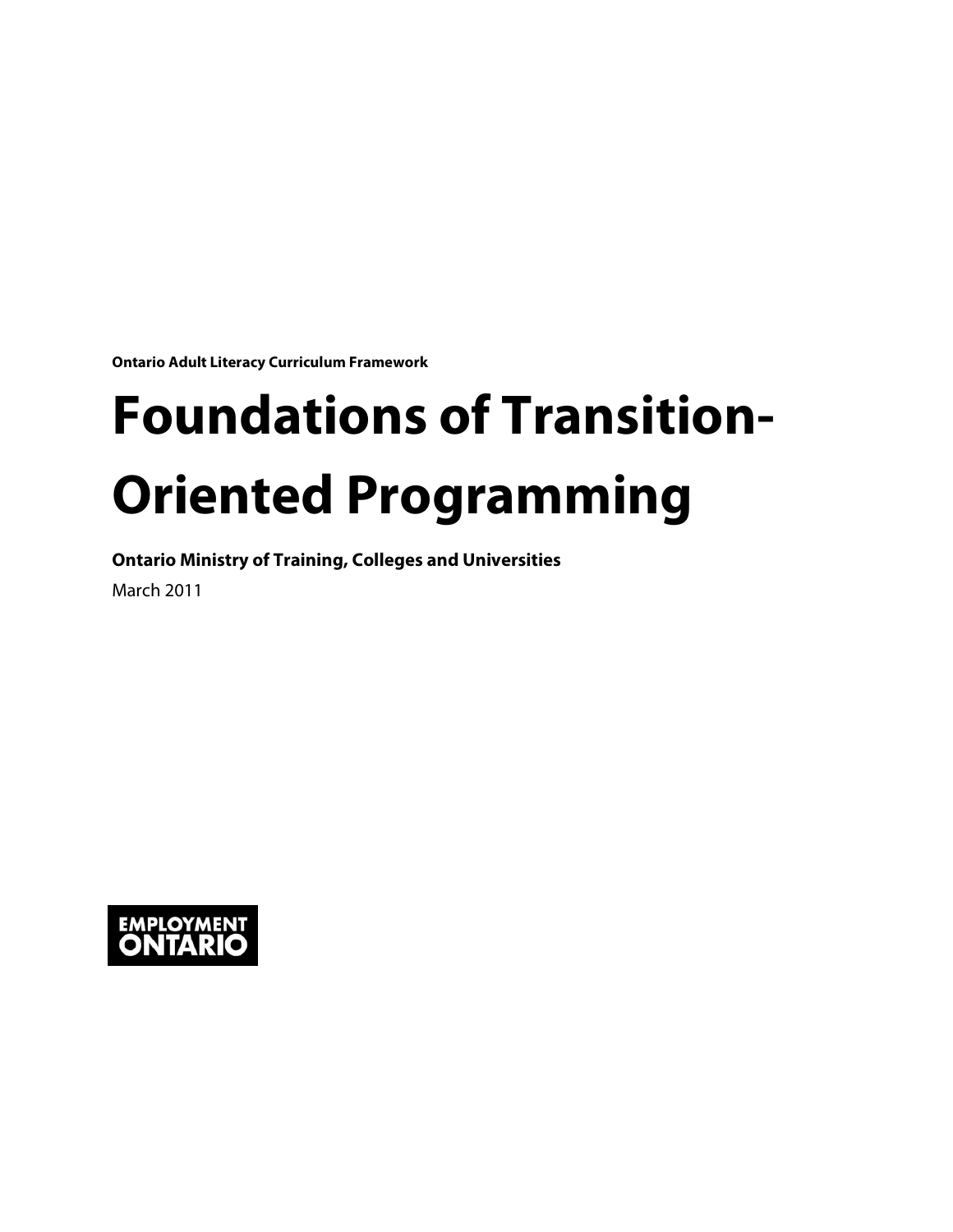**Ontario Adult Literacy Curriculum Framework**

# Foundations of Transition-Oriented Programming

**Ontario Ministry of Training, Colleges and Universities**

March 2011

EMPLOYMENT ONTARIO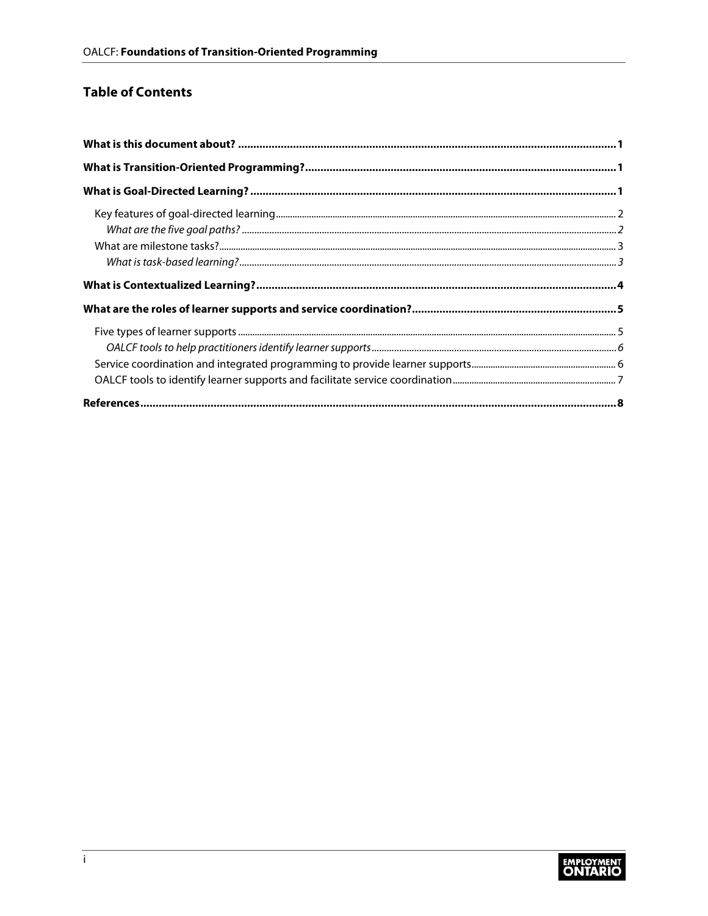## Table of Contents

**What is this document about?** ..... **1**

**What is Transition-Oriented Programming?** ..... **1**

**What is Goal-Directed Learning?** ..... **1**

- Key features of goal-directed learning ..... 2
  - *What are the five goal paths?* ..... *2*
- What are milestone tasks? ..... 3
  - *What is task-based learning?* ..... *3*

**What is Contextualized Learning?** ..... **4**

**What are the roles of learner supports and service coordination?** ..... **5**

- Five types of learner supports ..... 5
  - *OALCF tools to help practitioners identify learner supports* ..... *6*
- Service coordination and integrated programming to provide learner supports ..... 6
- OALCF tools to identify learner supports and facilitate service coordination ..... 7

**References** ..... **8**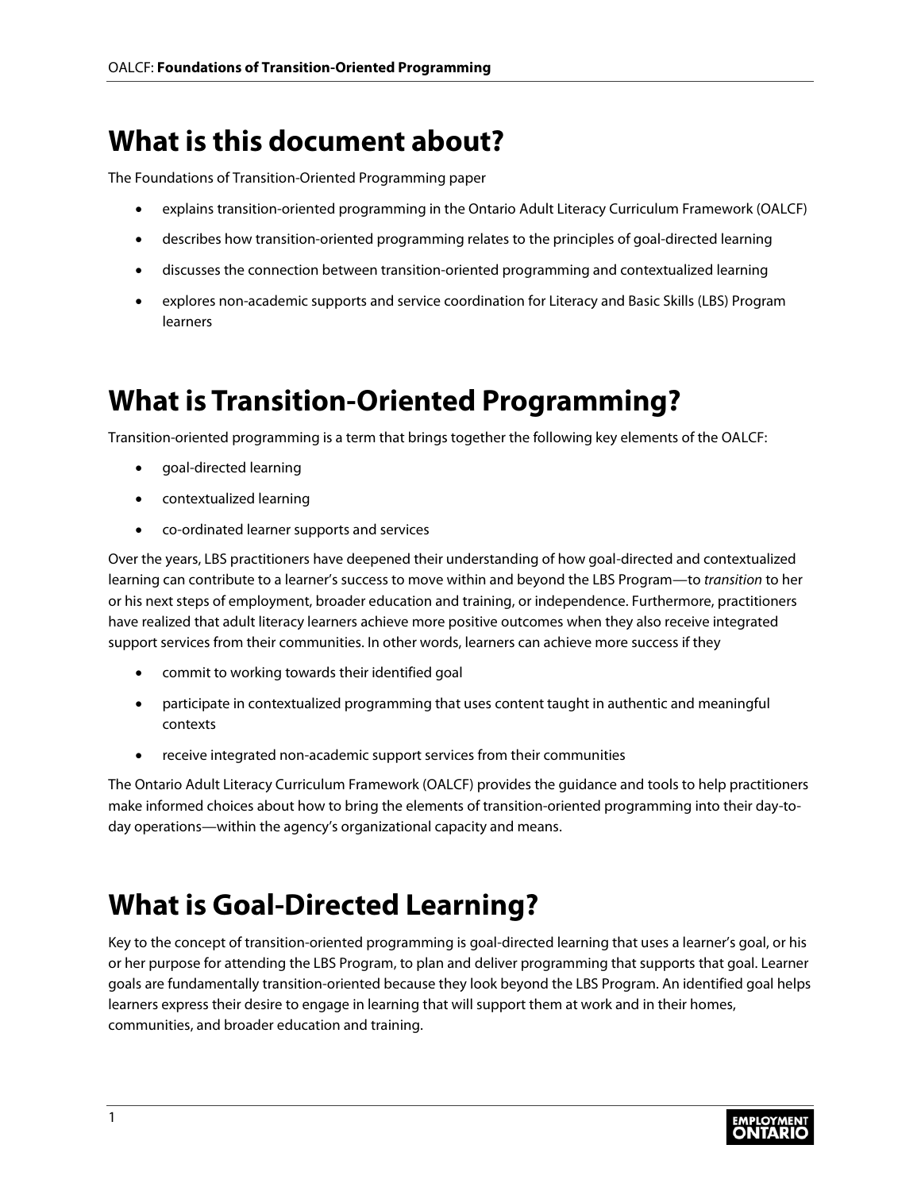# What is this document about?

The Foundations of Transition-Oriented Programming paper

- explains transition-oriented programming in the Ontario Adult Literacy Curriculum Framework (OALCF)
- describes how transition-oriented programming relates to the principles of goal-directed learning
- discusses the connection between transition-oriented programming and contextualized learning
- explores non-academic supports and service coordination for Literacy and Basic Skills (LBS) Program learners

# What is Transition-Oriented Programming?

Transition-oriented programming is a term that brings together the following key elements of the OALCF:

- goal-directed learning
- contextualized learning
- co-ordinated learner supports and services

Over the years, LBS practitioners have deepened their understanding of how goal-directed and contextualized learning can contribute to a learner's success to move within and beyond the LBS Program—to *transition* to her or his next steps of employment, broader education and training, or independence. Furthermore, practitioners have realized that adult literacy learners achieve more positive outcomes when they also receive integrated support services from their communities. In other words, learners can achieve more success if they

- commit to working towards their identified goal
- participate in contextualized programming that uses content taught in authentic and meaningful contexts
- receive integrated non-academic support services from their communities

The Ontario Adult Literacy Curriculum Framework (OALCF) provides the guidance and tools to help practitioners make informed choices about how to bring the elements of transition-oriented programming into their day-to-day operations—within the agency's organizational capacity and means.

# What is Goal-Directed Learning?

Key to the concept of transition-oriented programming is goal-directed learning that uses a learner's goal, or his or her purpose for attending the LBS Program, to plan and deliver programming that supports that goal. Learner goals are fundamentally transition-oriented because they look beyond the LBS Program. An identified goal helps learners express their desire to engage in learning that will support them at work and in their homes, communities, and broader education and training.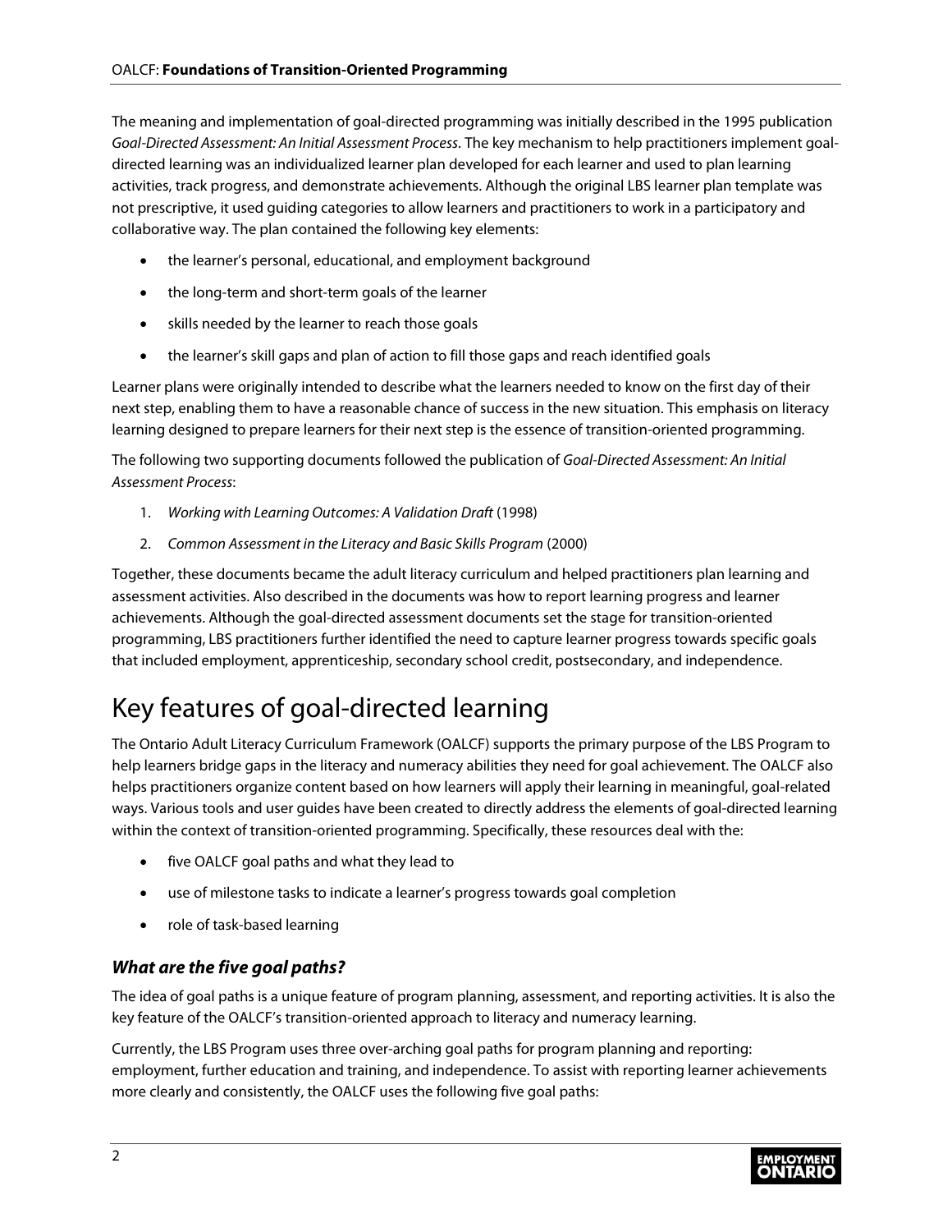The meaning and implementation of goal-directed programming was initially described in the 1995 publication *Goal-Directed Assessment: An Initial Assessment Process*. The key mechanism to help practitioners implement goal-directed learning was an individualized learner plan developed for each learner and used to plan learning activities, track progress, and demonstrate achievements. Although the original LBS learner plan template was not prescriptive, it used guiding categories to allow learners and practitioners to work in a participatory and collaborative way. The plan contained the following key elements:

- the learner's personal, educational, and employment background
- the long-term and short-term goals of the learner
- skills needed by the learner to reach those goals
- the learner's skill gaps and plan of action to fill those gaps and reach identified goals

Learner plans were originally intended to describe what the learners needed to know on the first day of their next step, enabling them to have a reasonable chance of success in the new situation. This emphasis on literacy learning designed to prepare learners for their next step is the essence of transition-oriented programming.

The following two supporting documents followed the publication of *Goal-Directed Assessment: An Initial Assessment Process*:

1. *Working with Learning Outcomes: A Validation Draft* (1998)
2. *Common Assessment in the Literacy and Basic Skills Program* (2000)

Together, these documents became the adult literacy curriculum and helped practitioners plan learning and assessment activities. Also described in the documents was how to report learning progress and learner achievements. Although the goal-directed assessment documents set the stage for transition-oriented programming, LBS practitioners further identified the need to capture learner progress towards specific goals that included employment, apprenticeship, secondary school credit, postsecondary, and independence.

# Key features of goal-directed learning

The Ontario Adult Literacy Curriculum Framework (OALCF) supports the primary purpose of the LBS Program to help learners bridge gaps in the literacy and numeracy abilities they need for goal achievement. The OALCF also helps practitioners organize content based on how learners will apply their learning in meaningful, goal-related ways. Various tools and user guides have been created to directly address the elements of goal-directed learning within the context of transition-oriented programming. Specifically, these resources deal with the:

- five OALCF goal paths and what they lead to
- use of milestone tasks to indicate a learner's progress towards goal completion
- role of task-based learning

### *What are the five goal paths?*

The idea of goal paths is a unique feature of program planning, assessment, and reporting activities. It is also the key feature of the OALCF's transition-oriented approach to literacy and numeracy learning.

Currently, the LBS Program uses three over-arching goal paths for program planning and reporting: employment, further education and training, and independence. To assist with reporting learner achievements more clearly and consistently, the OALCF uses the following five goal paths: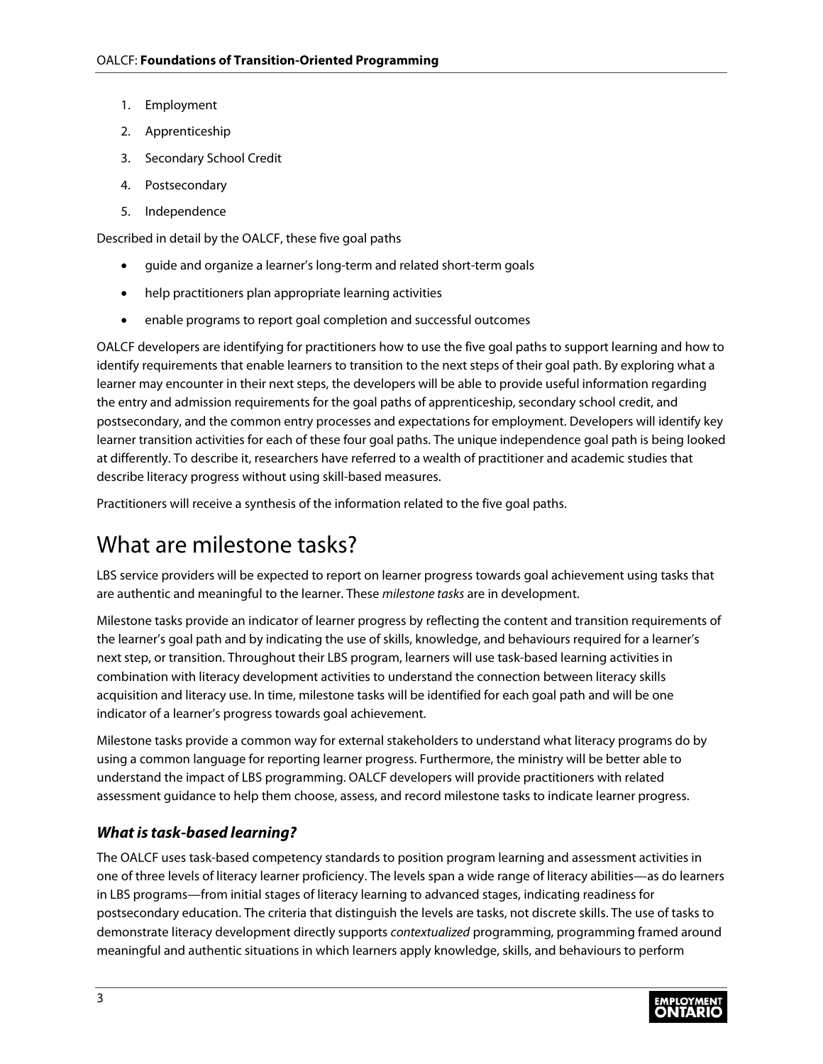1. Employment
2. Apprenticeship
3. Secondary School Credit
4. Postsecondary
5. Independence

Described in detail by the OALCF, these five goal paths

- guide and organize a learner's long-term and related short-term goals
- help practitioners plan appropriate learning activities
- enable programs to report goal completion and successful outcomes

OALCF developers are identifying for practitioners how to use the five goal paths to support learning and how to identify requirements that enable learners to transition to the next steps of their goal path. By exploring what a learner may encounter in their next steps, the developers will be able to provide useful information regarding the entry and admission requirements for the goal paths of apprenticeship, secondary school credit, and postsecondary, and the common entry processes and expectations for employment. Developers will identify key learner transition activities for each of these four goal paths. The unique independence goal path is being looked at differently. To describe it, researchers have referred to a wealth of practitioner and academic studies that describe literacy progress without using skill-based measures.

Practitioners will receive a synthesis of the information related to the five goal paths.

# What are milestone tasks?

LBS service providers will be expected to report on learner progress towards goal achievement using tasks that are authentic and meaningful to the learner. These *milestone tasks* are in development.

Milestone tasks provide an indicator of learner progress by reflecting the content and transition requirements of the learner's goal path and by indicating the use of skills, knowledge, and behaviours required for a learner's next step, or transition. Throughout their LBS program, learners will use task-based learning activities in combination with literacy development activities to understand the connection between literacy skills acquisition and literacy use. In time, milestone tasks will be identified for each goal path and will be one indicator of a learner's progress towards goal achievement.

Milestone tasks provide a common way for external stakeholders to understand what literacy programs do by using a common language for reporting learner progress. Furthermore, the ministry will be better able to understand the impact of LBS programming. OALCF developers will provide practitioners with related assessment guidance to help them choose, assess, and record milestone tasks to indicate learner progress.

### *What is task-based learning?*

The OALCF uses task-based competency standards to position program learning and assessment activities in one of three levels of literacy learner proficiency. The levels span a wide range of literacy abilities—as do learners in LBS programs—from initial stages of literacy learning to advanced stages, indicating readiness for postsecondary education. The criteria that distinguish the levels are tasks, not discrete skills. The use of tasks to demonstrate literacy development directly supports *contextualized* programming, programming framed around meaningful and authentic situations in which learners apply knowledge, skills, and behaviours to perform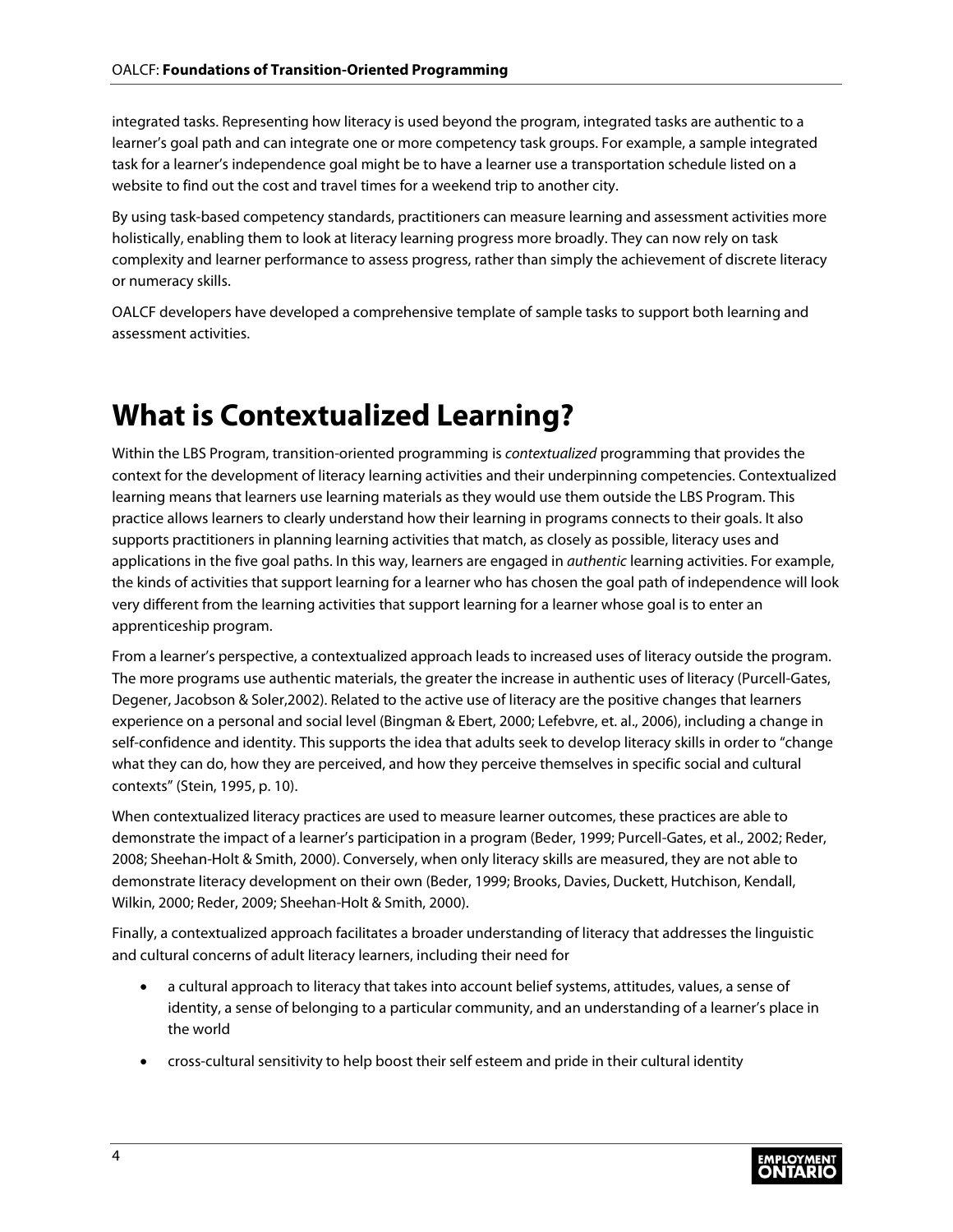integrated tasks. Representing how literacy is used beyond the program, integrated tasks are authentic to a learner's goal path and can integrate one or more competency task groups. For example, a sample integrated task for a learner's independence goal might be to have a learner use a transportation schedule listed on a website to find out the cost and travel times for a weekend trip to another city.

By using task-based competency standards, practitioners can measure learning and assessment activities more holistically, enabling them to look at literacy learning progress more broadly. They can now rely on task complexity and learner performance to assess progress, rather than simply the achievement of discrete literacy or numeracy skills.

OALCF developers have developed a comprehensive template of sample tasks to support both learning and assessment activities.

# What is Contextualized Learning?

Within the LBS Program, transition-oriented programming is *contextualized* programming that provides the context for the development of literacy learning activities and their underpinning competencies. Contextualized learning means that learners use learning materials as they would use them outside the LBS Program. This practice allows learners to clearly understand how their learning in programs connects to their goals. It also supports practitioners in planning learning activities that match, as closely as possible, literacy uses and applications in the five goal paths. In this way, learners are engaged in *authentic* learning activities. For example, the kinds of activities that support learning for a learner who has chosen the goal path of independence will look very different from the learning activities that support learning for a learner whose goal is to enter an apprenticeship program.

From a learner's perspective, a contextualized approach leads to increased uses of literacy outside the program. The more programs use authentic materials, the greater the increase in authentic uses of literacy (Purcell-Gates, Degener, Jacobson & Soler,2002). Related to the active use of literacy are the positive changes that learners experience on a personal and social level (Bingman & Ebert, 2000; Lefebvre, et. al., 2006), including a change in self-confidence and identity. This supports the idea that adults seek to develop literacy skills in order to "change what they can do, how they are perceived, and how they perceive themselves in specific social and cultural contexts" (Stein, 1995, p. 10).

When contextualized literacy practices are used to measure learner outcomes, these practices are able to demonstrate the impact of a learner's participation in a program (Beder, 1999; Purcell-Gates, et al., 2002; Reder, 2008; Sheehan-Holt & Smith, 2000). Conversely, when only literacy skills are measured, they are not able to demonstrate literacy development on their own (Beder, 1999; Brooks, Davies, Duckett, Hutchison, Kendall, Wilkin, 2000; Reder, 2009; Sheehan-Holt & Smith, 2000).

Finally, a contextualized approach facilitates a broader understanding of literacy that addresses the linguistic and cultural concerns of adult literacy learners, including their need for

- a cultural approach to literacy that takes into account belief systems, attitudes, values, a sense of identity, a sense of belonging to a particular community, and an understanding of a learner's place in the world
- cross-cultural sensitivity to help boost their self esteem and pride in their cultural identity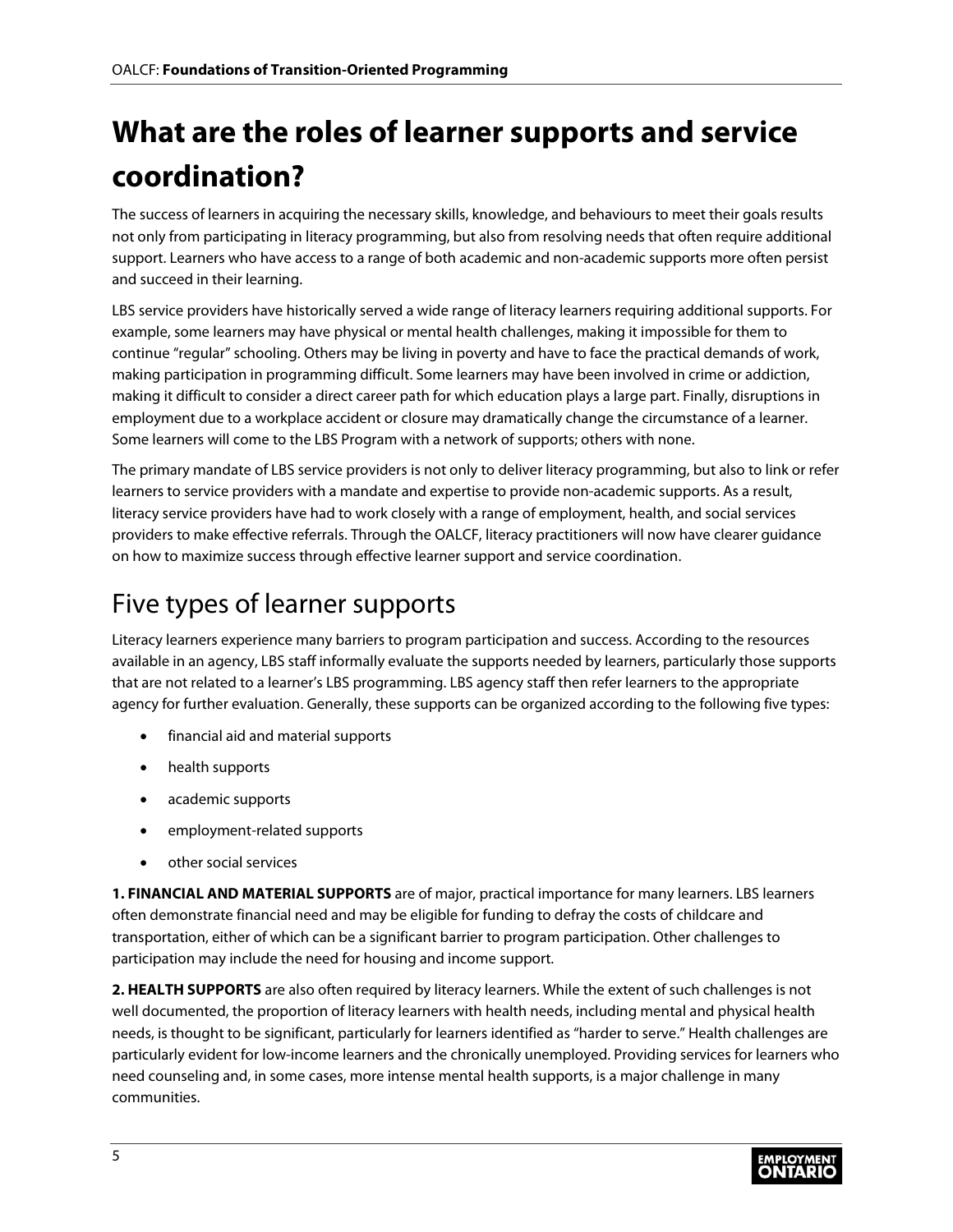# What are the roles of learner supports and service coordination?

The success of learners in acquiring the necessary skills, knowledge, and behaviours to meet their goals results not only from participating in literacy programming, but also from resolving needs that often require additional support. Learners who have access to a range of both academic and non-academic supports more often persist and succeed in their learning.

LBS service providers have historically served a wide range of literacy learners requiring additional supports. For example, some learners may have physical or mental health challenges, making it impossible for them to continue "regular" schooling. Others may be living in poverty and have to face the practical demands of work, making participation in programming difficult. Some learners may have been involved in crime or addiction, making it difficult to consider a direct career path for which education plays a large part. Finally, disruptions in employment due to a workplace accident or closure may dramatically change the circumstance of a learner. Some learners will come to the LBS Program with a network of supports; others with none.

The primary mandate of LBS service providers is not only to deliver literacy programming, but also to link or refer learners to service providers with a mandate and expertise to provide non-academic supports. As a result, literacy service providers have had to work closely with a range of employment, health, and social services providers to make effective referrals. Through the OALCF, literacy practitioners will now have clearer guidance on how to maximize success through effective learner support and service coordination.

## Five types of learner supports

Literacy learners experience many barriers to program participation and success. According to the resources available in an agency, LBS staff informally evaluate the supports needed by learners, particularly those supports that are not related to a learner's LBS programming. LBS agency staff then refer learners to the appropriate agency for further evaluation. Generally, these supports can be organized according to the following five types:

- financial aid and material supports
- health supports
- academic supports
- employment-related supports
- other social services

**1. FINANCIAL AND MATERIAL SUPPORTS** are of major, practical importance for many learners. LBS learners often demonstrate financial need and may be eligible for funding to defray the costs of childcare and transportation, either of which can be a significant barrier to program participation. Other challenges to participation may include the need for housing and income support.

**2. HEALTH SUPPORTS** are also often required by literacy learners. While the extent of such challenges is not well documented, the proportion of literacy learners with health needs, including mental and physical health needs, is thought to be significant, particularly for learners identified as "harder to serve." Health challenges are particularly evident for low-income learners and the chronically unemployed. Providing services for learners who need counseling and, in some cases, more intense mental health supports, is a major challenge in many communities.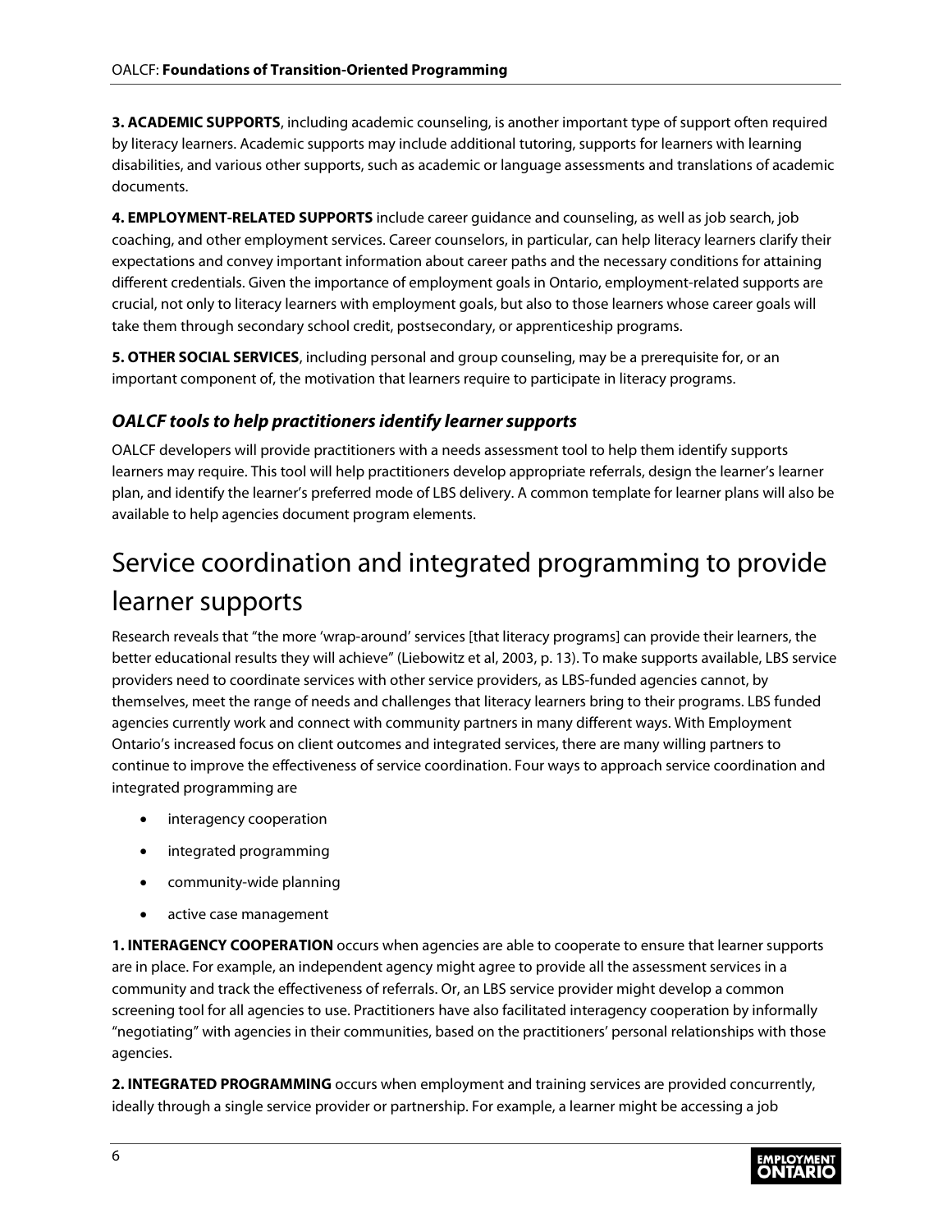**3. ACADEMIC SUPPORTS**, including academic counseling, is another important type of support often required by literacy learners. Academic supports may include additional tutoring, supports for learners with learning disabilities, and various other supports, such as academic or language assessments and translations of academic documents.

**4. EMPLOYMENT-RELATED SUPPORTS** include career guidance and counseling, as well as job search, job coaching, and other employment services. Career counselors, in particular, can help literacy learners clarify their expectations and convey important information about career paths and the necessary conditions for attaining different credentials. Given the importance of employment goals in Ontario, employment-related supports are crucial, not only to literacy learners with employment goals, but also to those learners whose career goals will take them through secondary school credit, postsecondary, or apprenticeship programs.

**5. OTHER SOCIAL SERVICES**, including personal and group counseling, may be a prerequisite for, or an important component of, the motivation that learners require to participate in literacy programs.

### *OALCF tools to help practitioners identify learner supports*

OALCF developers will provide practitioners with a needs assessment tool to help them identify supports learners may require. This tool will help practitioners develop appropriate referrals, design the learner's learner plan, and identify the learner's preferred mode of LBS delivery. A common template for learner plans will also be available to help agencies document program elements.

## Service coordination and integrated programming to provide learner supports

Research reveals that "the more 'wrap-around' services [that literacy programs] can provide their learners, the better educational results they will achieve" (Liebowitz et al, 2003, p. 13). To make supports available, LBS service providers need to coordinate services with other service providers, as LBS-funded agencies cannot, by themselves, meet the range of needs and challenges that literacy learners bring to their programs. LBS funded agencies currently work and connect with community partners in many different ways. With Employment Ontario's increased focus on client outcomes and integrated services, there are many willing partners to continue to improve the effectiveness of service coordination. Four ways to approach service coordination and integrated programming are

- interagency cooperation
- integrated programming
- community-wide planning
- active case management

**1. INTERAGENCY COOPERATION** occurs when agencies are able to cooperate to ensure that learner supports are in place. For example, an independent agency might agree to provide all the assessment services in a community and track the effectiveness of referrals. Or, an LBS service provider might develop a common screening tool for all agencies to use. Practitioners have also facilitated interagency cooperation by informally "negotiating" with agencies in their communities, based on the practitioners' personal relationships with those agencies.

**2. INTEGRATED PROGRAMMING** occurs when employment and training services are provided concurrently, ideally through a single service provider or partnership. For example, a learner might be accessing a job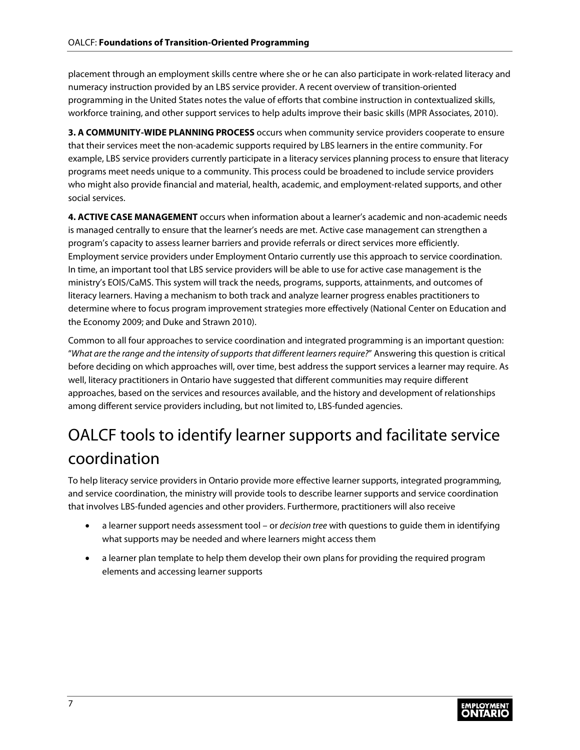placement through an employment skills centre where she or he can also participate in work-related literacy and numeracy instruction provided by an LBS service provider. A recent overview of transition-oriented programming in the United States notes the value of efforts that combine instruction in contextualized skills, workforce training, and other support services to help adults improve their basic skills (MPR Associates, 2010).

**3. A COMMUNITY-WIDE PLANNING PROCESS** occurs when community service providers cooperate to ensure that their services meet the non-academic supports required by LBS learners in the entire community. For example, LBS service providers currently participate in a literacy services planning process to ensure that literacy programs meet needs unique to a community. This process could be broadened to include service providers who might also provide financial and material, health, academic, and employment-related supports, and other social services.

**4. ACTIVE CASE MANAGEMENT** occurs when information about a learner's academic and non-academic needs is managed centrally to ensure that the learner's needs are met. Active case management can strengthen a program's capacity to assess learner barriers and provide referrals or direct services more efficiently. Employment service providers under Employment Ontario currently use this approach to service coordination. In time, an important tool that LBS service providers will be able to use for active case management is the ministry's EOIS/CaMS. This system will track the needs, programs, supports, attainments, and outcomes of literacy learners. Having a mechanism to both track and analyze learner progress enables practitioners to determine where to focus program improvement strategies more effectively (National Center on Education and the Economy 2009; and Duke and Strawn 2010).

Common to all four approaches to service coordination and integrated programming is an important question: "*What are the range and the intensity of supports that different learners require?*" Answering this question is critical before deciding on which approaches will, over time, best address the support services a learner may require. As well, literacy practitioners in Ontario have suggested that different communities may require different approaches, based on the services and resources available, and the history and development of relationships among different service providers including, but not limited to, LBS-funded agencies.

## OALCF tools to identify learner supports and facilitate service coordination

To help literacy service providers in Ontario provide more effective learner supports, integrated programming, and service coordination, the ministry will provide tools to describe learner supports and service coordination that involves LBS-funded agencies and other providers. Furthermore, practitioners will also receive

- a learner support needs assessment tool – or *decision tree* with questions to guide them in identifying what supports may be needed and where learners might access them
- a learner plan template to help them develop their own plans for providing the required program elements and accessing learner supports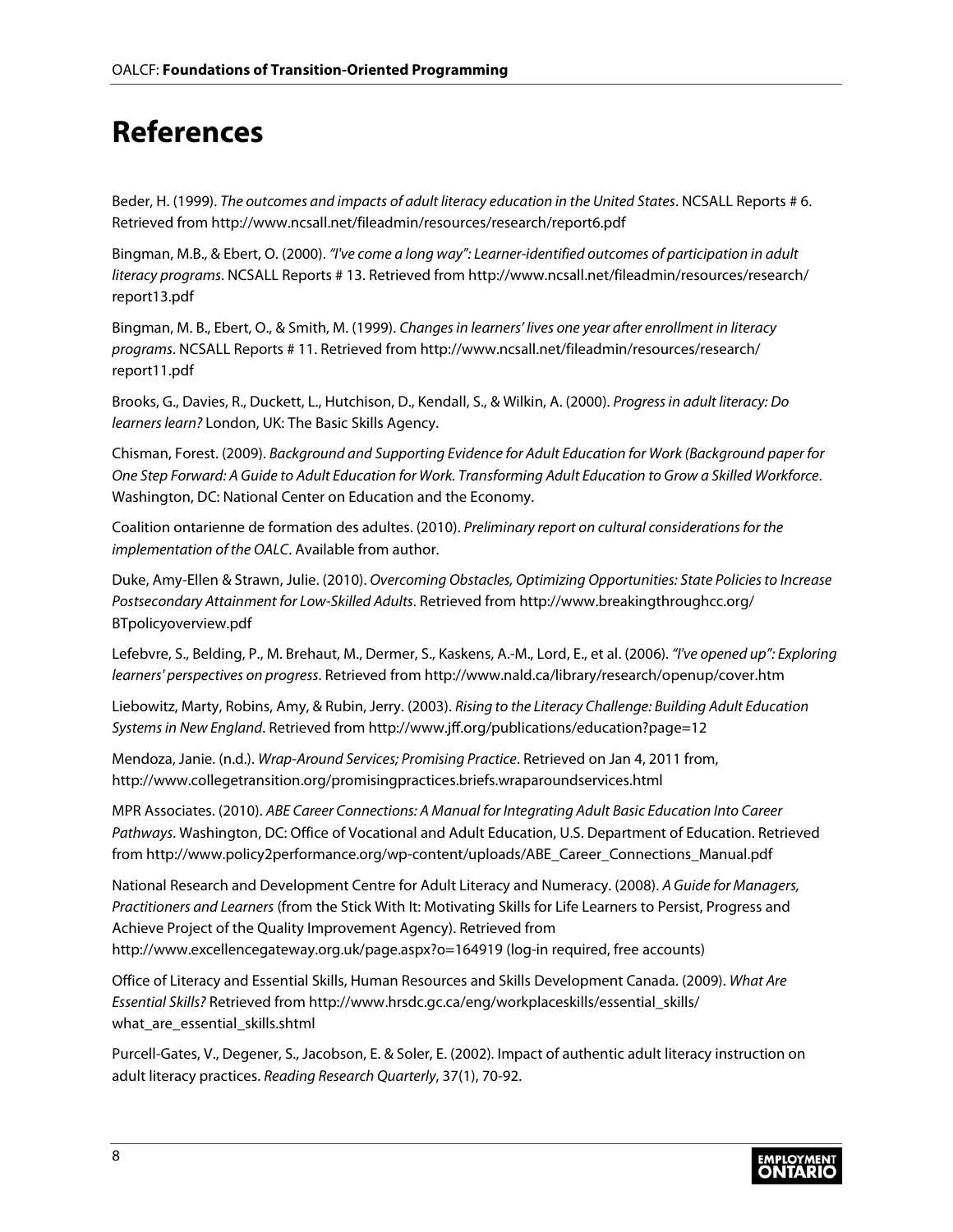# References

Beder, H. (1999). *The outcomes and impacts of adult literacy education in the United States*. NCSALL Reports # 6. Retrieved from http://www.ncsall.net/fileadmin/resources/research/report6.pdf

Bingman, M.B., & Ebert, O. (2000). *"I've come a long way": Learner-identified outcomes of participation in adult literacy programs*. NCSALL Reports # 13. Retrieved from http://www.ncsall.net/fileadmin/resources/research/report13.pdf

Bingman, M. B., Ebert, O., & Smith, M. (1999). *Changes in learners' lives one year after enrollment in literacy programs*. NCSALL Reports # 11. Retrieved from http://www.ncsall.net/fileadmin/resources/research/report11.pdf

Brooks, G., Davies, R., Duckett, L., Hutchison, D., Kendall, S., & Wilkin, A. (2000). *Progress in adult literacy: Do learners learn?* London, UK: The Basic Skills Agency.

Chisman, Forest. (2009). *Background and Supporting Evidence for Adult Education for Work (Background paper for One Step Forward: A Guide to Adult Education for Work. Transforming Adult Education to Grow a Skilled Workforce*. Washington, DC: National Center on Education and the Economy.

Coalition ontarienne de formation des adultes. (2010). *Preliminary report on cultural considerations for the implementation of the OALC*. Available from author.

Duke, Amy-Ellen & Strawn, Julie. (2010). *Overcoming Obstacles, Optimizing Opportunities: State Policies to Increase Postsecondary Attainment for Low-Skilled Adults*. Retrieved from http://www.breakingthroughcc.org/BTpolicyoverview.pdf

Lefebvre, S., Belding, P., M. Brehaut, M., Dermer, S., Kaskens, A.-M., Lord, E., et al. (2006). *"I've opened up": Exploring learners' perspectives on progress*. Retrieved from http://www.nald.ca/library/research/openup/cover.htm

Liebowitz, Marty, Robins, Amy, & Rubin, Jerry. (2003). *Rising to the Literacy Challenge: Building Adult Education Systems in New England*. Retrieved from http://www.jff.org/publications/education?page=12

Mendoza, Janie. (n.d.). *Wrap-Around Services; Promising Practice*. Retrieved on Jan 4, 2011 from, http://www.collegetransition.org/promisingpractices.briefs.wraparoundservices.html

MPR Associates. (2010). *ABE Career Connections: A Manual for Integrating Adult Basic Education Into Career Pathways*. Washington, DC: Office of Vocational and Adult Education, U.S. Department of Education. Retrieved from http://www.policy2performance.org/wp-content/uploads/ABE_Career_Connections_Manual.pdf

National Research and Development Centre for Adult Literacy and Numeracy. (2008). *A Guide for Managers, Practitioners and Learners* (from the Stick With It: Motivating Skills for Life Learners to Persist, Progress and Achieve Project of the Quality Improvement Agency). Retrieved from http://www.excellencegateway.org.uk/page.aspx?o=164919 (log-in required, free accounts)

Office of Literacy and Essential Skills, Human Resources and Skills Development Canada. (2009). *What Are Essential Skills?* Retrieved from http://www.hrsdc.gc.ca/eng/workplaceskills/essential_skills/what_are_essential_skills.shtml

Purcell-Gates, V., Degener, S., Jacobson, E. & Soler, E. (2002). Impact of authentic adult literacy instruction on adult literacy practices. *Reading Research Quarterly*, 37(1), 70-92.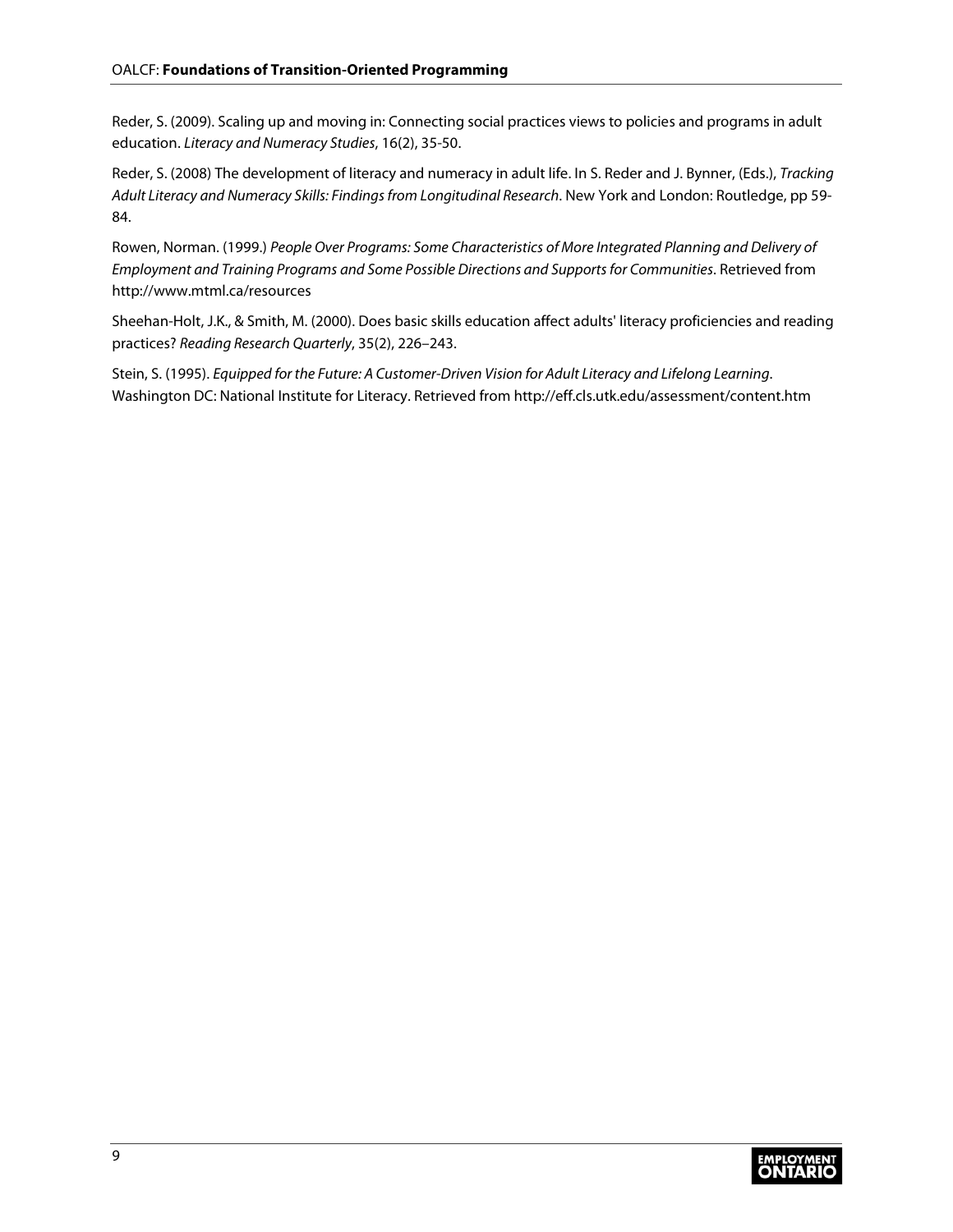Reder, S. (2009). Scaling up and moving in: Connecting social practices views to policies and programs in adult education. *Literacy and Numeracy Studies*, 16(2), 35-50.

Reder, S. (2008) The development of literacy and numeracy in adult life. In S. Reder and J. Bynner, (Eds.), *Tracking Adult Literacy and Numeracy Skills: Findings from Longitudinal Research*. New York and London: Routledge, pp 59-84.

Rowen, Norman. (1999.) *People Over Programs: Some Characteristics of More Integrated Planning and Delivery of Employment and Training Programs and Some Possible Directions and Supports for Communities*. Retrieved from http://www.mtml.ca/resources

Sheehan-Holt, J.K., & Smith, M. (2000). Does basic skills education affect adults' literacy proficiencies and reading practices? *Reading Research Quarterly*, 35(2), 226–243.

Stein, S. (1995). *Equipped for the Future: A Customer-Driven Vision for Adult Literacy and Lifelong Learning*. Washington DC: National Institute for Literacy. Retrieved from http://eff.cls.utk.edu/assessment/content.htm